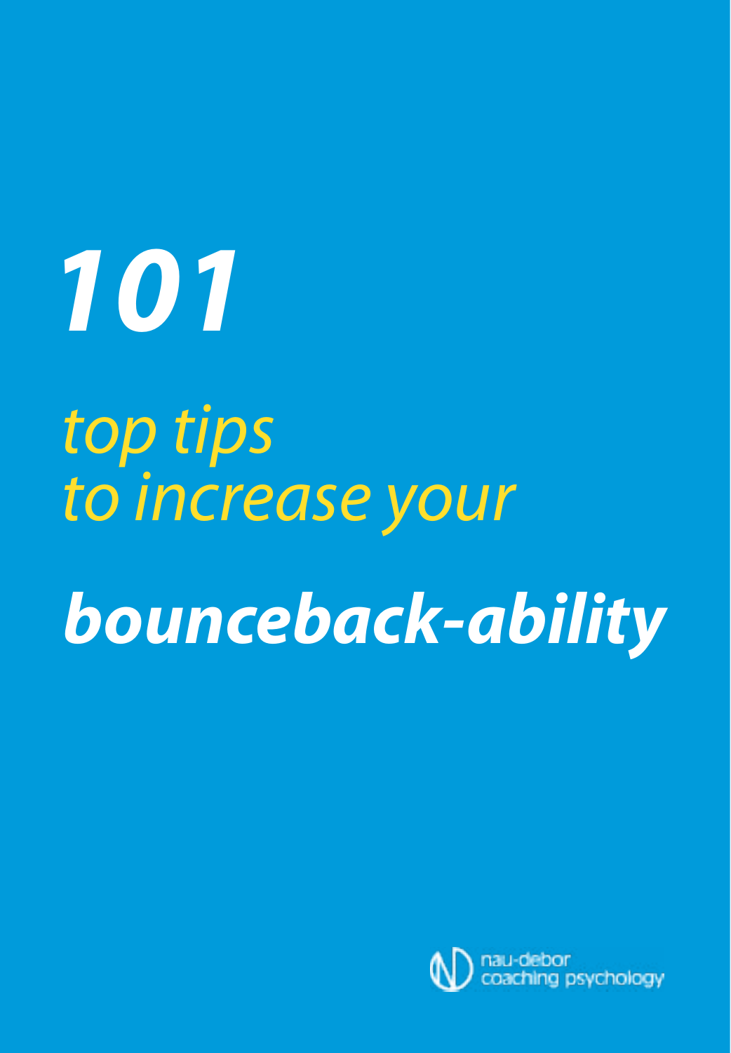# *101*

*top tips*
*to increase your*

# ***bounceback-ability***

nau-debor
coaching psychology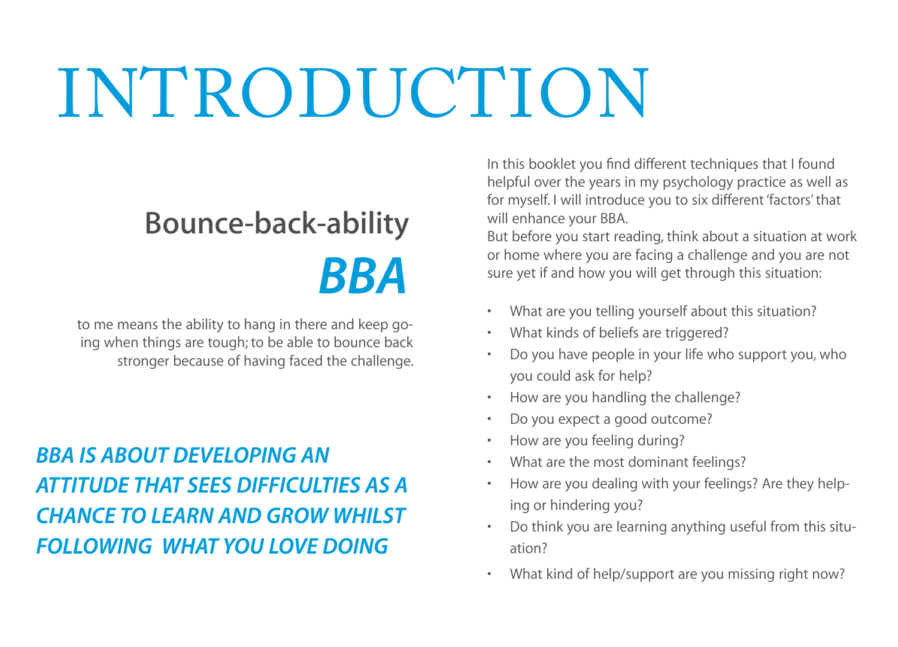# INTRODUCTION

## Bounce-back-ability

## *BBA*

to me means the ability to hang in there and keep going when things are tough; to be able to bounce back stronger because of having faced the challenge.

***BBA IS ABOUT DEVELOPING AN ATTITUDE THAT SEES DIFFICULTIES AS A CHANCE TO LEARN AND GROW WHILST FOLLOWING WHAT YOU LOVE DOING***

In this booklet you find different techniques that I found helpful over the years in my psychology practice as well as for myself. I will introduce you to six different 'factors' that will enhance your BBA.
But before you start reading, think about a situation at work or home where you are facing a challenge and you are not sure yet if and how you will get through this situation:

- What are you telling yourself about this situation?
- What kinds of beliefs are triggered?
- Do you have people in your life who support you, who you could ask for help?
- How are you handling the challenge?
- Do you expect a good outcome?
- How are you feeling during?
- What are the most dominant feelings?
- How are you dealing with your feelings? Are they helping or hindering you?
- Do think you are learning anything useful from this situation?
- What kind of help/support are you missing right now?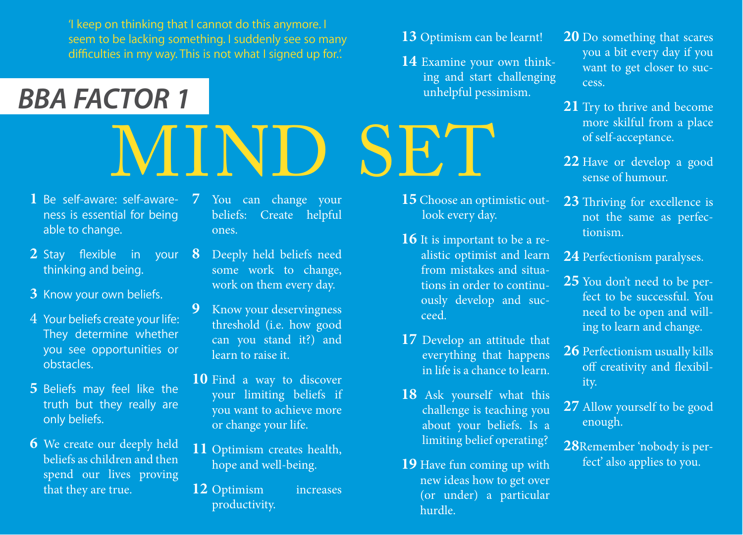'I keep on thinking that I cannot do this anymore. I seem to be lacking something. I suddenly see so many difficulties in my way. This is not what I signed up for.'.

## *BBA FACTOR 1*

# MIND SET

1. Be self-aware: self-awareness is essential for being able to change.
2. Stay flexible in your thinking and being.
3. Know your own beliefs.
4. Your beliefs create your life: They determine whether you see opportunities or obstacles.
5. Beliefs may feel like the truth but they really are only beliefs.
6. We create our deeply held beliefs as children and then spend our lives proving that they are true.
7. You can change your beliefs: Create helpful ones.
8. Deeply held beliefs need some work to change, work on them every day.
9. Know your deservingness threshold (i.e. how good can you stand it?) and learn to raise it.
10. Find a way to discover your limiting beliefs if you want to achieve more or change your life.
11. Optimism creates health, hope and well-being.
12. Optimism increases productivity.
13. Optimism can be learnt!
14. Examine your own thinking and start challenging unhelpful pessimism.
15. Choose an optimistic outlook every day.
16. It is important to be a realistic optimist and learn from mistakes and situations in order to continuously develop and succeed.
17. Develop an attitude that everything that happens in life is a chance to learn.
18. Ask yourself what this challenge is teaching you about your beliefs. Is a limiting belief operating?
19. Have fun coming up with new ideas how to get over (or under) a particular hurdle.
20. Do something that scares you a bit every day if you want to get closer to success.
21. Try to thrive and become more skilful from a place of self-acceptance.
22. Have or develop a good sense of humour.
23. Thriving for excellence is not the same as perfectionism.
24. Perfectionism paralyses.
25. You don't need to be perfect to be successful. You need to be open and willing to learn and change.
26. Perfectionism usually kills off creativity and flexibility.
27. Allow yourself to be good enough.
28. Remember 'nobody is perfect' also applies to you.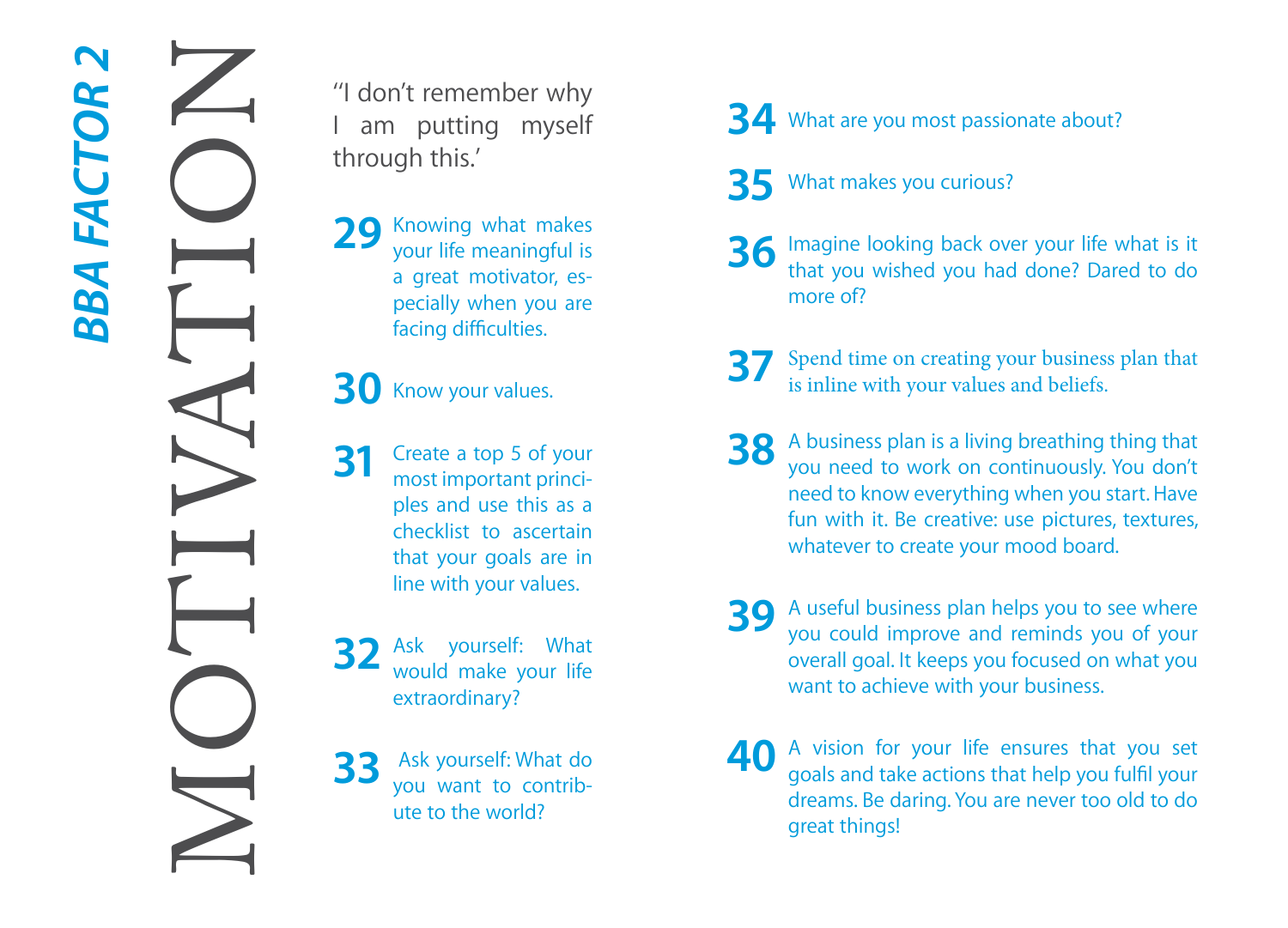# BBA FACTOR 2

# MOTIVATION

"I don't remember why I am putting myself through this.'

**29** Knowing what makes your life meaningful is a great motivator, especially when you are facing difficulties.

**30** Know your values.

**31** Create a top 5 of your most important principles and use this as a checklist to ascertain that your goals are in line with your values.

**32** Ask yourself: What would make your life extraordinary?

**33** Ask yourself: What do you want to contribute to the world?

**34** What are you most passionate about?

**35** What makes you curious?

**36** Imagine looking back over your life what is it that you wished you had done? Dared to do more of?

**37** Spend time on creating your business plan that is inline with your values and beliefs.

**38** A business plan is a living breathing thing that you need to work on continuously. You don't need to know everything when you start. Have fun with it. Be creative: use pictures, textures, whatever to create your mood board.

**39** A useful business plan helps you to see where you could improve and reminds you of your overall goal. It keeps you focused on what you want to achieve with your business.

**40** A vision for your life ensures that you set goals and take actions that help you fulfil your dreams. Be daring. You are never too old to do great things!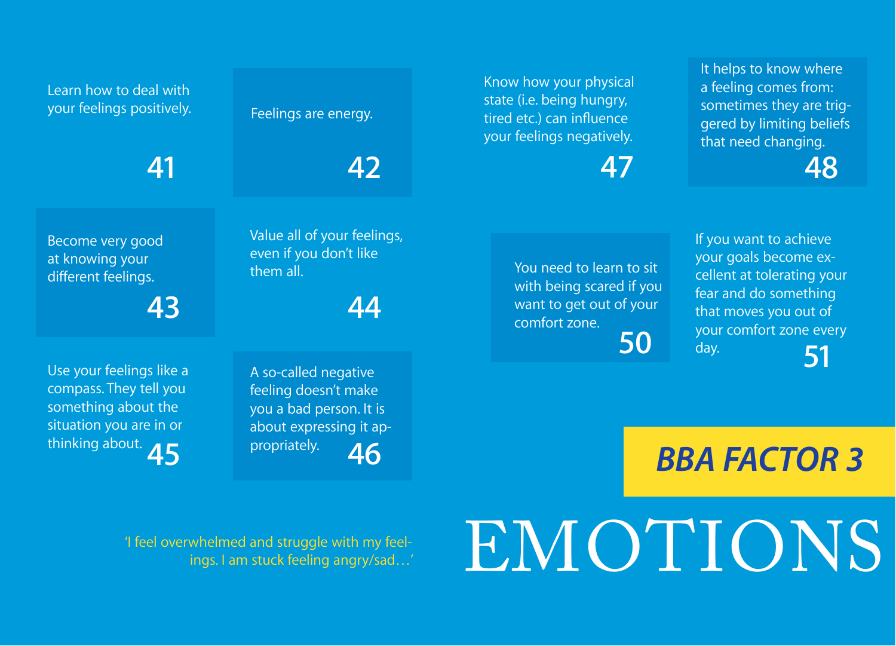# BBA FACTOR 3

# EMOTIONS

*'I feel overwhelmed and struggle with my feelings. I am stuck feeling angry/sad…'*

**41** Learn how to deal with your feelings positively.

**42** Feelings are energy.

**43** Become very good at knowing your different feelings.

**44** Value all of your feelings, even if you don't like them all.

**45** Use your feelings like a compass. They tell you something about the situation you are in or thinking about.

**46** A so-called negative feeling doesn't make you a bad person. It is about expressing it appropriately.

**47** Know how your physical state (i.e. being hungry, tired etc.) can influence your feelings negatively.

**48** It helps to know where a feeling comes from: sometimes they are triggered by limiting beliefs that need changing.

**50** You need to learn to sit with being scared if you want to get out of your comfort zone.

**51** If you want to achieve your goals become excellent at tolerating your fear and do something that moves you out of your comfort zone every day.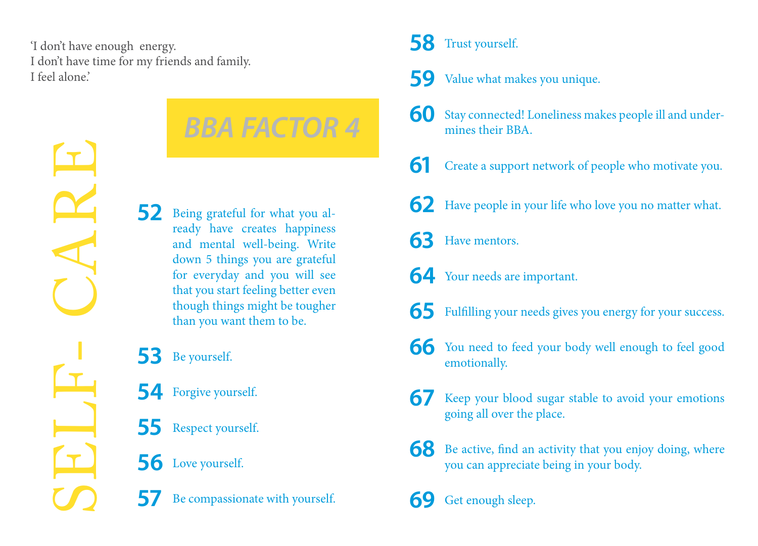'I don't have enough energy.
I don't have time for my friends and family.
I feel alone.'

# SELF-CARE

## BBA FACTOR 4

**52** Being grateful for what you already have creates happiness and mental well-being. Write down 5 things you are grateful for everyday and you will see that you start feeling better even though things might be tougher than you want them to be.

**53** Be yourself.

**54** Forgive yourself.

**55** Respect yourself.

**56** Love yourself.

**57** Be compassionate with yourself.

**58** Trust yourself.

**59** Value what makes you unique.

**60** Stay connected! Loneliness makes people ill and undermines their BBA.

**61** Create a support network of people who motivate you.

**62** Have people in your life who love you no matter what.

**63** Have mentors.

**64** Your needs are important.

**65** Fulfilling your needs gives you energy for your success.

**66** You need to feed your body well enough to feel good emotionally.

**67** Keep your blood sugar stable to avoid your emotions going all over the place.

**68** Be active, find an activity that you enjoy doing, where you can appreciate being in your body.

**69** Get enough sleep.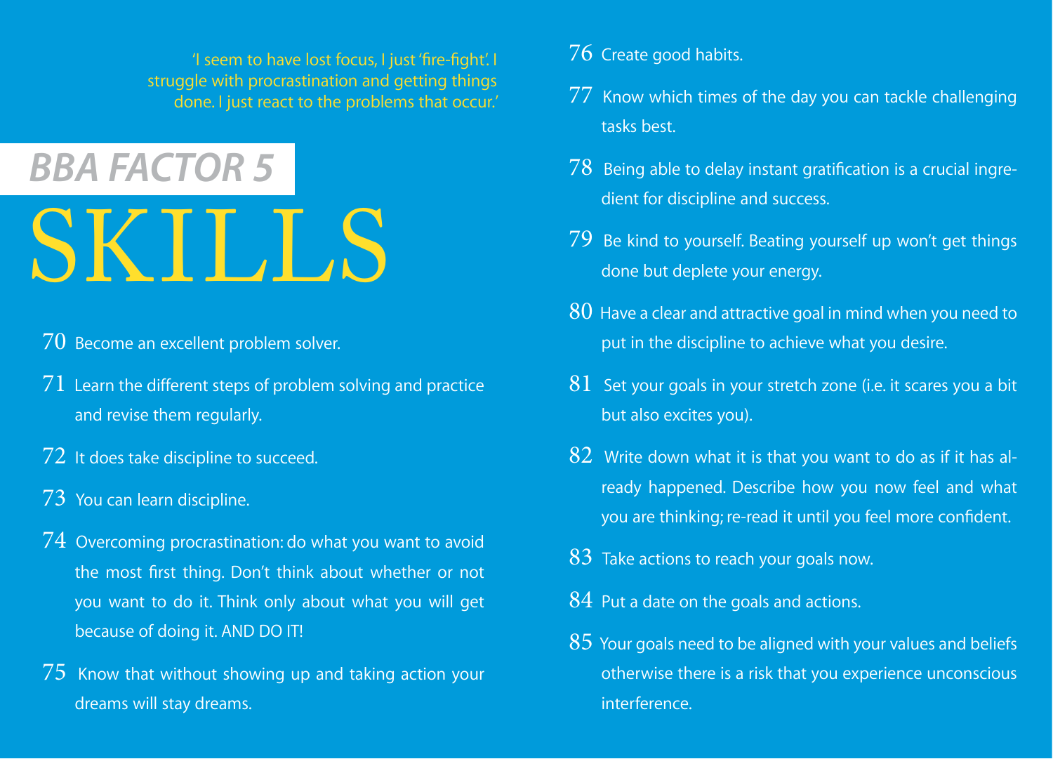'I seem to have lost focus, I just 'fire-fight'. I struggle with procrastination and getting things done. I just react to the problems that occur.'

# BBA FACTOR 5

# SKILLS

70 Become an excellent problem solver.

71 Learn the different steps of problem solving and practice and revise them regularly.

72 It does take discipline to succeed.

73 You can learn discipline.

74 Overcoming procrastination: do what you want to avoid the most first thing. Don't think about whether or not you want to do it. Think only about what you will get because of doing it. AND DO IT!

75 Know that without showing up and taking action your dreams will stay dreams.

76 Create good habits.

77 Know which times of the day you can tackle challenging tasks best.

78 Being able to delay instant gratification is a crucial ingredient for discipline and success.

79 Be kind to yourself. Beating yourself up won't get things done but deplete your energy.

80 Have a clear and attractive goal in mind when you need to put in the discipline to achieve what you desire.

81 Set your goals in your stretch zone (i.e. it scares you a bit but also excites you).

82 Write down what it is that you want to do as if it has already happened. Describe how you now feel and what you are thinking; re-read it until you feel more confident.

83 Take actions to reach your goals now.

84 Put a date on the goals and actions.

85 Your goals need to be aligned with your values and beliefs otherwise there is a risk that you experience unconscious interference.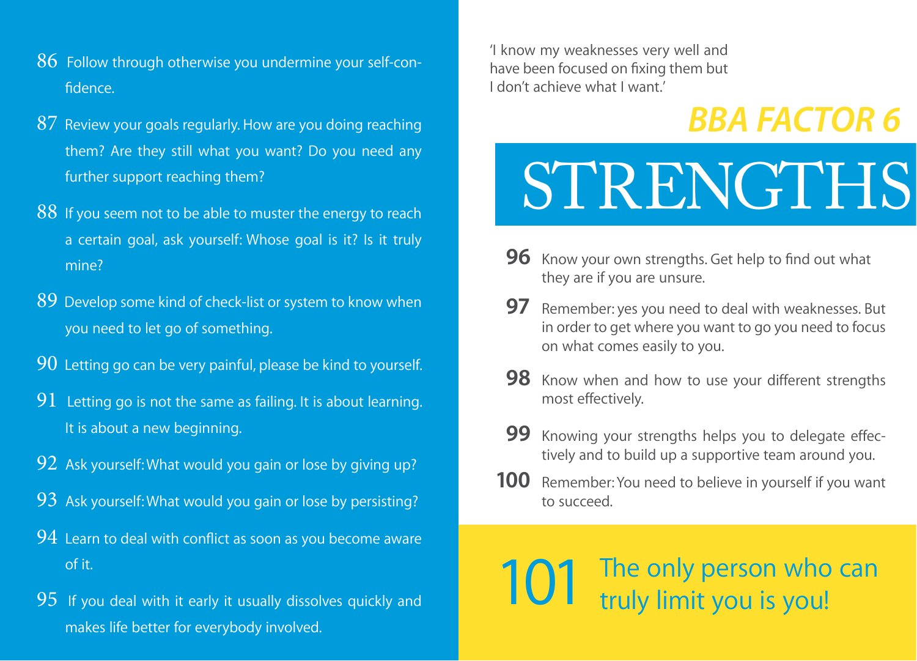86 Follow through otherwise you undermine your self-confidence.

87 Review your goals regularly. How are you doing reaching them? Are they still what you want? Do you need any further support reaching them?

88 If you seem not to be able to muster the energy to reach a certain goal, ask yourself: Whose goal is it? Is it truly mine?

89 Develop some kind of check-list or system to know when you need to let go of something.

90 Letting go can be very painful, please be kind to yourself.

91 Letting go is not the same as failing. It is about learning. It is about a new beginning.

92 Ask yourself: What would you gain or lose by giving up?

93 Ask yourself: What would you gain or lose by persisting?

94 Learn to deal with conflict as soon as you become aware of it.

95 If you deal with it early it usually dissolves quickly and makes life better for everybody involved.

'I know my weaknesses very well and have been focused on fixing them but I don't achieve what I want.'

## *BBA FACTOR 6*

# STRENGTHS

**96** Know your own strengths. Get help to find out what they are if you are unsure.

**97** Remember: yes you need to deal with weaknesses. But in order to get where you want to go you need to focus on what comes easily to you.

**98** Know when and how to use your different strengths most effectively.

**99** Knowing your strengths helps you to delegate effectively and to build up a supportive team around you.

**100** Remember: You need to believe in yourself if you want to succeed.

101 The only person who can truly limit you is you!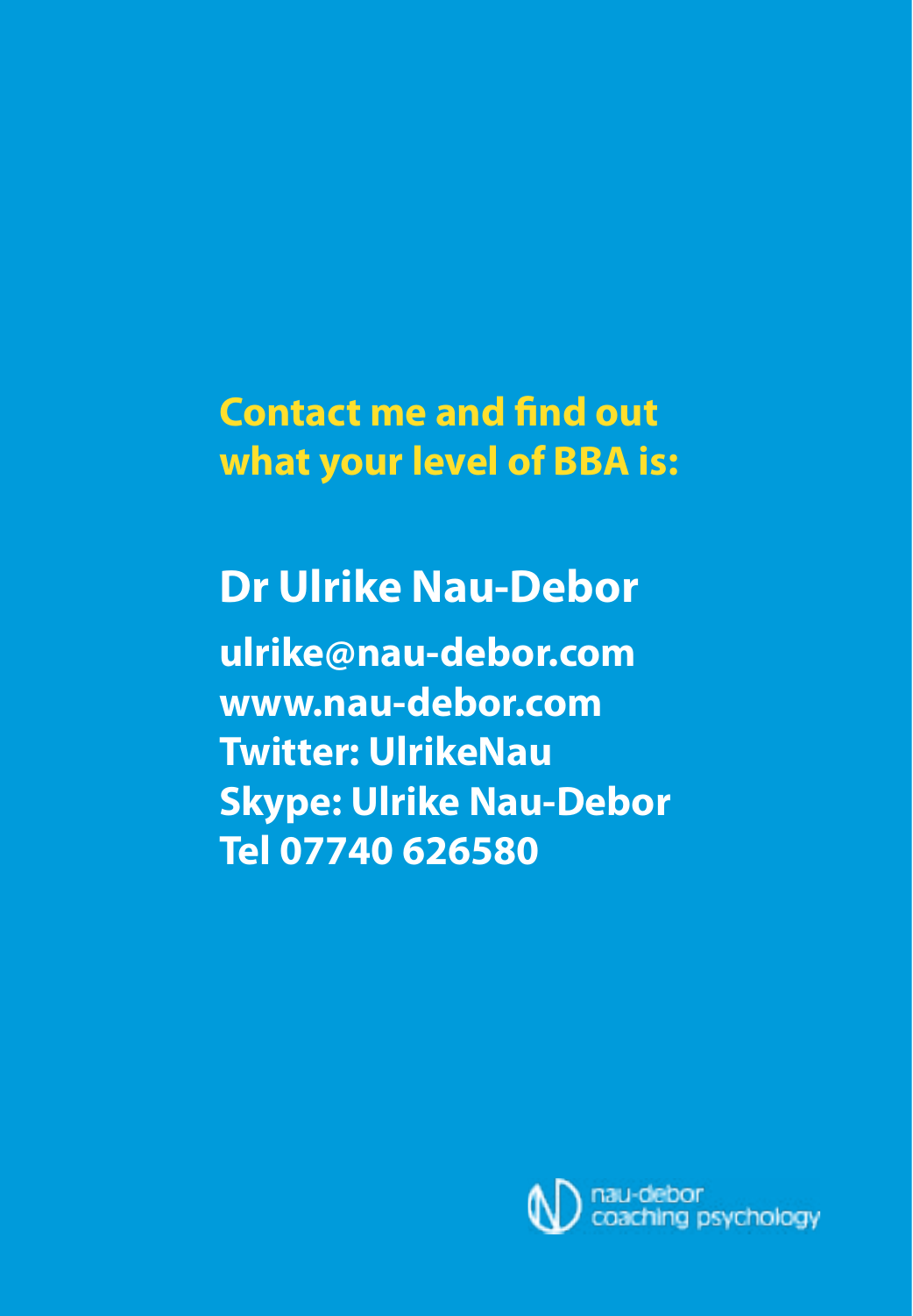**Contact me and find out what your level of BBA is:**

## Dr Ulrike Nau-Debor

**ulrike@nau-debor.com**
**www.nau-debor.com**
**Twitter: UlrikeNau**
**Skype: Ulrike Nau-Debor**
**Tel 07740 626580**

nau-debor coaching psychology